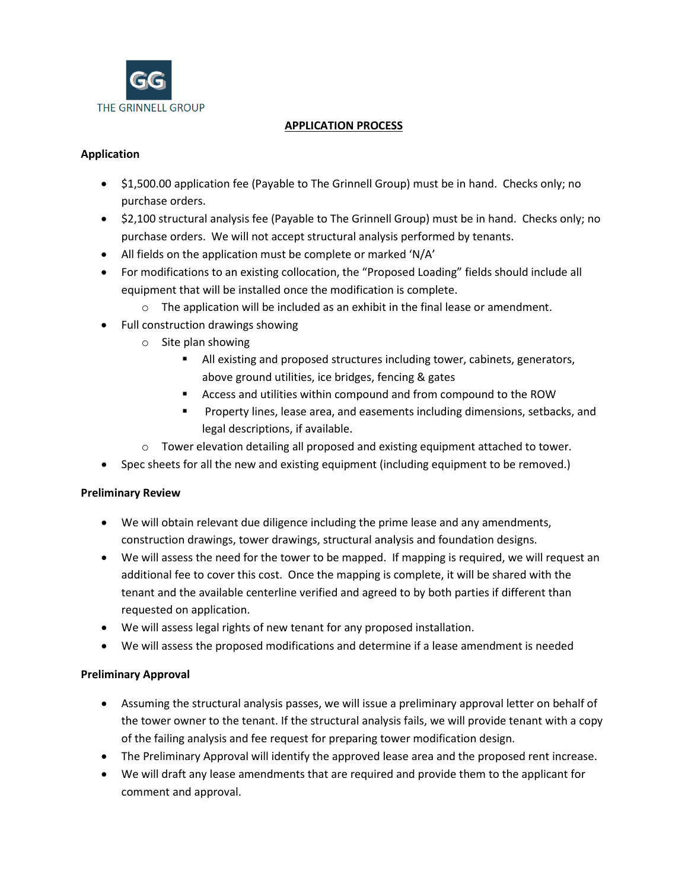THE GRINNELL GROUP

# APPLICATION PROCESS

## Application

- $1,500.00 application fee (Payable to The Grinnell Group) must be in hand. Checks only; no purchase orders.
- $2,100 structural analysis fee (Payable to The Grinnell Group) must be in hand. Checks only; no purchase orders. We will not accept structural analysis performed by tenants.
- All fields on the application must be complete or marked 'N/A'
- For modifications to an existing collocation, the "Proposed Loading" fields should include all equipment that will be installed once the modification is complete.
  - The application will be included as an exhibit in the final lease or amendment.
- Full construction drawings showing
  - Site plan showing
    - All existing and proposed structures including tower, cabinets, generators, above ground utilities, ice bridges, fencing & gates
    - Access and utilities within compound and from compound to the ROW
    - Property lines, lease area, and easements including dimensions, setbacks, and legal descriptions, if available.
  - Tower elevation detailing all proposed and existing equipment attached to tower.
- Spec sheets for all the new and existing equipment (including equipment to be removed.)

## Preliminary Review

- We will obtain relevant due diligence including the prime lease and any amendments, construction drawings, tower drawings, structural analysis and foundation designs.
- We will assess the need for the tower to be mapped. If mapping is required, we will request an additional fee to cover this cost. Once the mapping is complete, it will be shared with the tenant and the available centerline verified and agreed to by both parties if different than requested on application.
- We will assess legal rights of new tenant for any proposed installation.
- We will assess the proposed modifications and determine if a lease amendment is needed

## Preliminary Approval

- Assuming the structural analysis passes, we will issue a preliminary approval letter on behalf of the tower owner to the tenant. If the structural analysis fails, we will provide tenant with a copy of the failing analysis and fee request for preparing tower modification design.
- The Preliminary Approval will identify the approved lease area and the proposed rent increase.
- We will draft any lease amendments that are required and provide them to the applicant for comment and approval.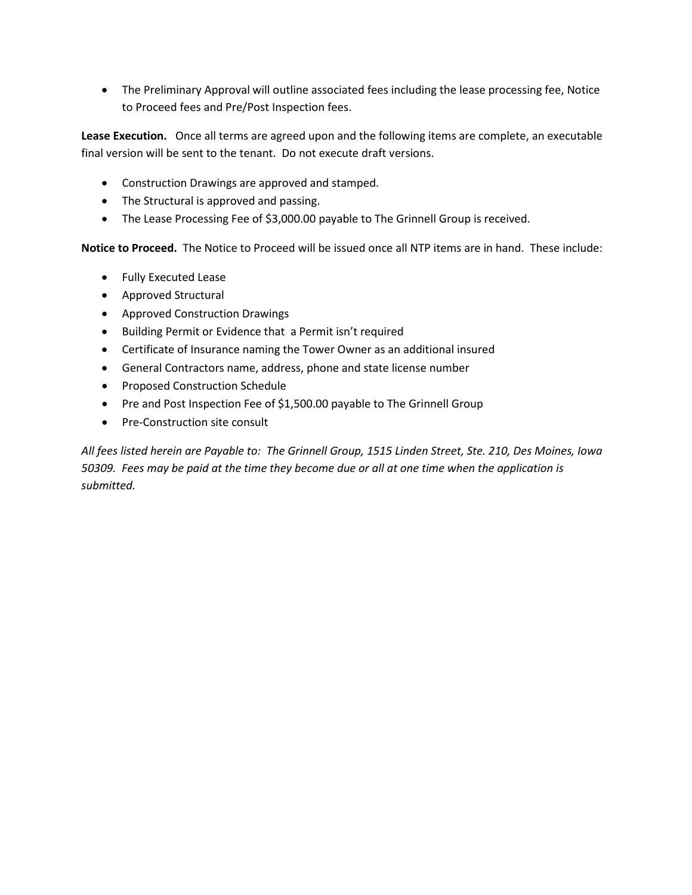- The Preliminary Approval will outline associated fees including the lease processing fee, Notice to Proceed fees and Pre/Post Inspection fees.

**Lease Execution.** Once all terms are agreed upon and the following items are complete, an executable final version will be sent to the tenant. Do not execute draft versions.

- Construction Drawings are approved and stamped.
- The Structural is approved and passing.
- The Lease Processing Fee of $3,000.00 payable to The Grinnell Group is received.

**Notice to Proceed.** The Notice to Proceed will be issued once all NTP items are in hand. These include:

- Fully Executed Lease
- Approved Structural
- Approved Construction Drawings
- Building Permit or Evidence that a Permit isn't required
- Certificate of Insurance naming the Tower Owner as an additional insured
- General Contractors name, address, phone and state license number
- Proposed Construction Schedule
- Pre and Post Inspection Fee of $1,500.00 payable to The Grinnell Group
- Pre-Construction site consult

*All fees listed herein are Payable to: The Grinnell Group, 1515 Linden Street, Ste. 210, Des Moines, Iowa 50309. Fees may be paid at the time they become due or all at one time when the application is submitted.*